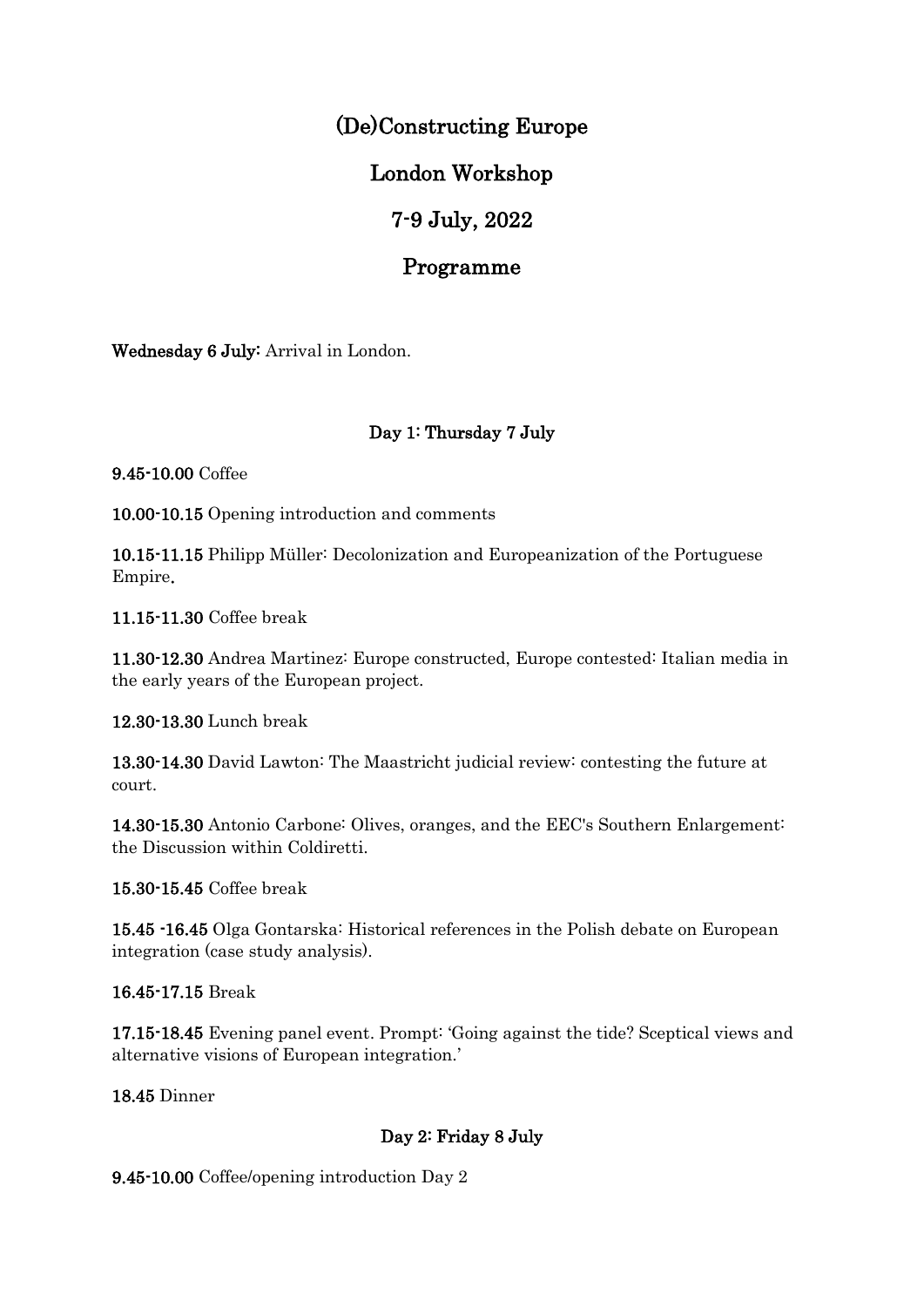# (De)Constructing Europe

## London Workshop

## 7-9 July, 2022

## Programme

**Wednesday 6 July:** Arrival in London.

### Day 1: Thursday 7 July

**9.45-10.00** Coffee

**10.00-10.15** Opening introduction and comments

**10.15-11.15** Philipp Müller: Decolonization and Europeanization of the Portuguese Empire.

**11.15-11.30** Coffee break

**11.30-12.30** Andrea Martinez: Europe constructed, Europe contested: Italian media in the early years of the European project.

**12.30-13.30** Lunch break

**13.30-14.30** David Lawton: The Maastricht judicial review: contesting the future at court.

**14.30-15.30** Antonio Carbone: Olives, oranges, and the EEC's Southern Enlargement: the Discussion within Coldiretti.

**15.30-15.45** Coffee break

**15.45 -16.45** Olga Gontarska: Historical references in the Polish debate on European integration (case study analysis).

**16.45-17.15** Break

**17.15-18.45** Evening panel event. Prompt: 'Going against the tide? Sceptical views and alternative visions of European integration.'

**18.45** Dinner

### Day 2: Friday 8 July

**9.45-10.00** Coffee/opening introduction Day 2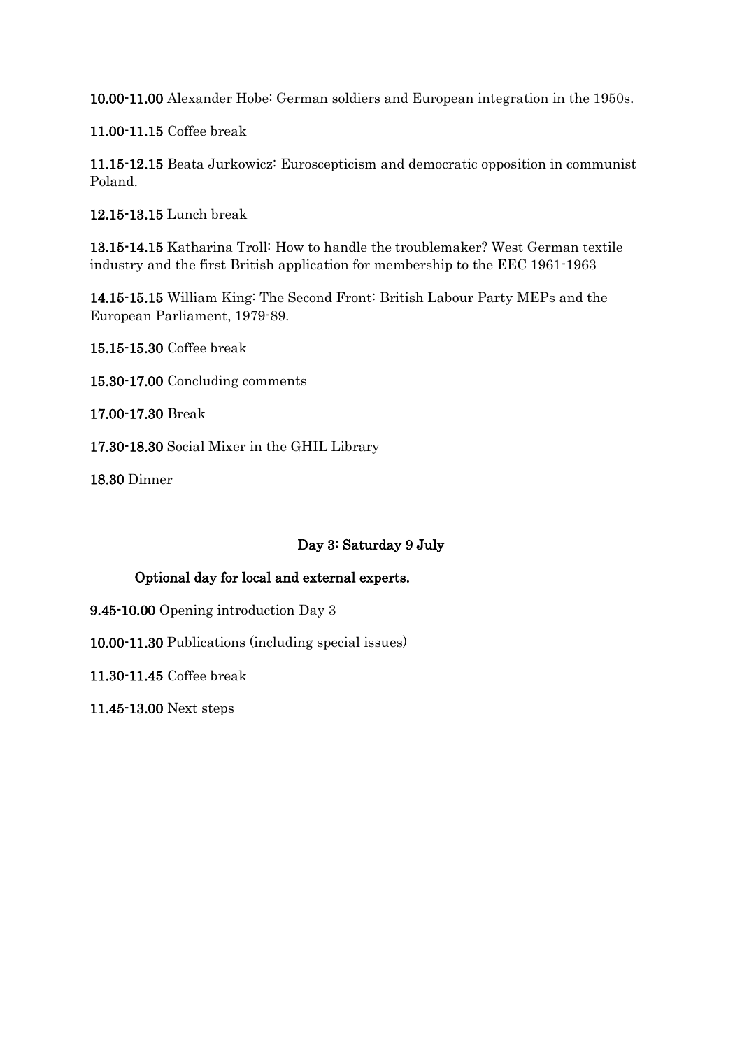**10.00-11.00** Alexander Hobe: German soldiers and European integration in the 1950s.

**11.00-11.15** Coffee break

**11.15-12.15** Beata Jurkowicz: Euroscepticism and democratic opposition in communist Poland.

**12.15-13.15** Lunch break

**13.15-14.15** Katharina Troll: How to handle the troublemaker? West German textile industry and the first British application for membership to the EEC 1961-1963

**14.15-15.15** William King: The Second Front: British Labour Party MEPs and the European Parliament, 1979-89.

**15.15-15.30** Coffee break

**15.30-17.00** Concluding comments

**17.00-17.30** Break

**17.30-18.30** Social Mixer in the GHIL Library

**18.30** Dinner

## Day 3: Saturday 9 July

**Optional day for local and external experts.**

**9.45-10.00** Opening introduction Day 3

**10.00-11.30** Publications (including special issues)

**11.30-11.45** Coffee break

**11.45-13.00** Next steps